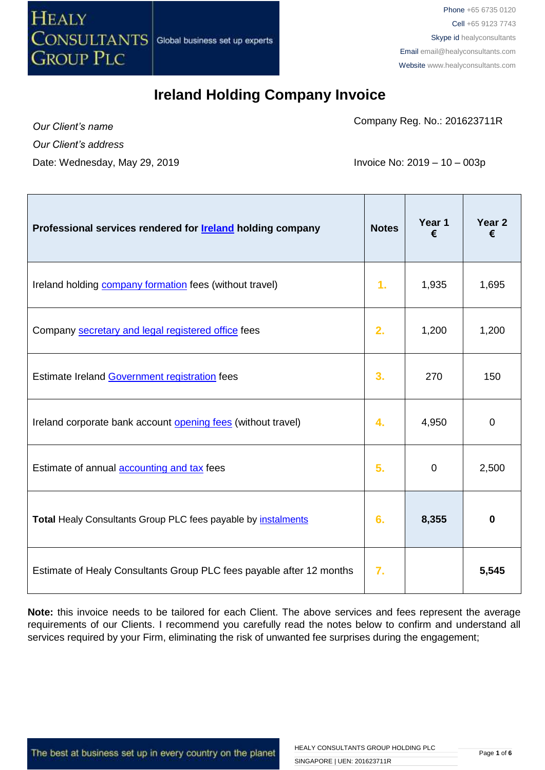HEALY CONSULTANTS GROUP PLC — Global business set up experts

Phone +65 6735 0120
Cell +65 9123 7743
Skype id healyconsultants
Email email@healyconsultants.com
Website www.healyconsultants.com

# Ireland Holding Company Invoice

*Our Client's name*

*Our Client's address*

Date: Wednesday, May 29, 2019

Company Reg. No.: 201623711R

Invoice No: 2019 – 10 – 003p

| Professional services rendered for Ireland holding company | Notes | Year 1 € | Year 2 € |
|---|---|---|---|
| Ireland holding company formation fees (without travel) | 1. | 1,935 | 1,695 |
| Company secretary and legal registered office fees | 2. | 1,200 | 1,200 |
| Estimate Ireland Government registration fees | 3. | 270 | 150 |
| Ireland corporate bank account opening fees (without travel) | 4. | 4,950 | 0 |
| Estimate of annual accounting and tax fees | 5. | 0 | 2,500 |
| **Total** Healy Consultants Group PLC fees payable by instalments | 6. | **8,355** | **0** |
| Estimate of Healy Consultants Group PLC fees payable after 12 months | 7. | | **5,545** |

**Note:** this invoice needs to be tailored for each Client. The above services and fees represent the average requirements of our Clients. I recommend you carefully read the notes below to confirm and understand all services required by your Firm, eliminating the risk of unwanted fee surprises during the engagement;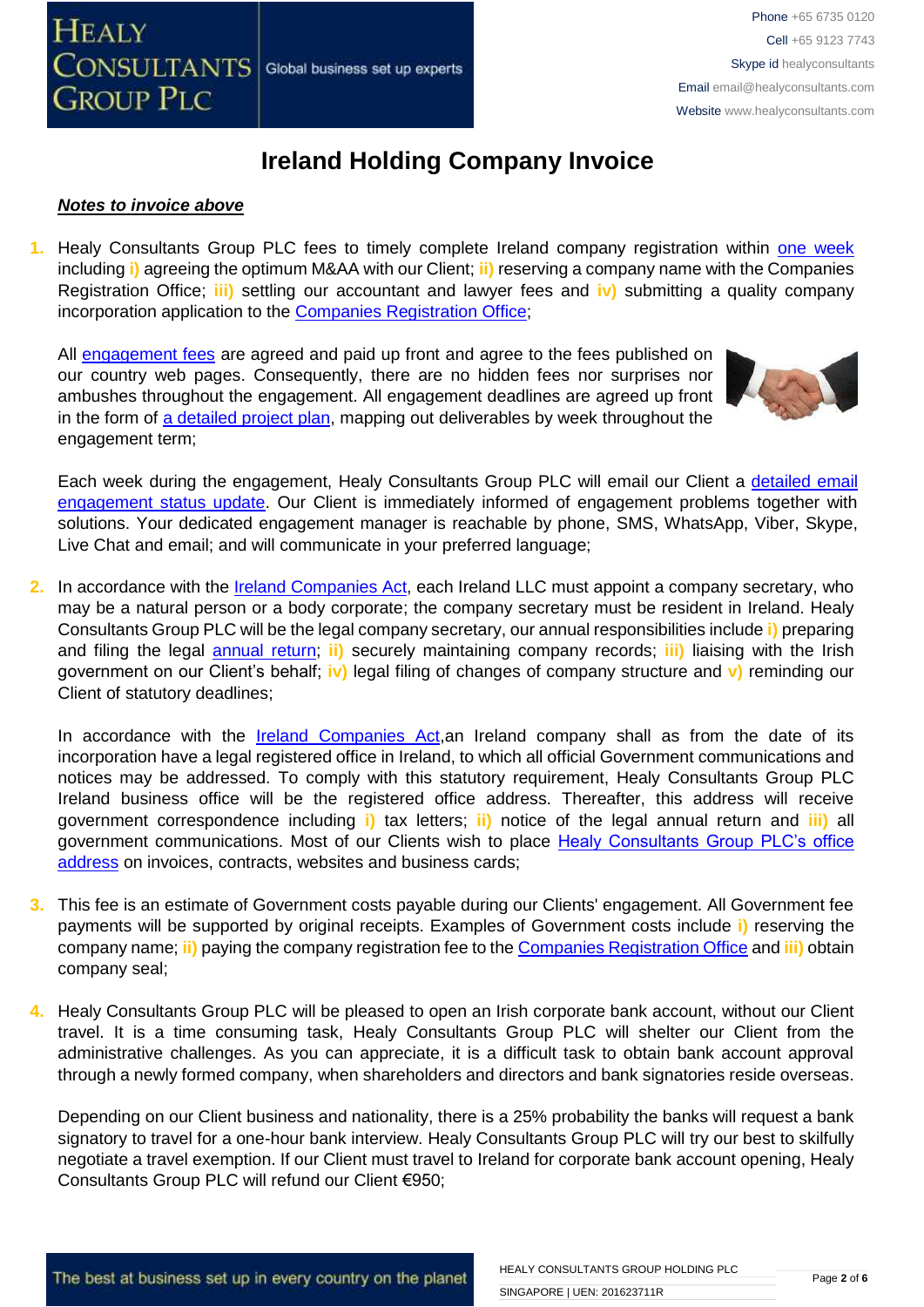# Ireland Holding Company Invoice

***Notes to invoice above***

1. Healy Consultants Group PLC fees to timely complete Ireland company registration within one week including **i)** agreeing the optimum M&AA with our Client; **ii)** reserving a company name with the Companies Registration Office; **iii)** settling our accountant and lawyer fees and **iv)** submitting a quality company incorporation application to the Companies Registration Office;

   All engagement fees are agreed and paid up front and agree to the fees published on our country web pages. Consequently, there are no hidden fees nor surprises nor ambushes throughout the engagement. All engagement deadlines are agreed up front in the form of a detailed project plan, mapping out deliverables by week throughout the engagement term;

   Each week during the engagement, Healy Consultants Group PLC will email our Client a detailed email engagement status update. Our Client is immediately informed of engagement problems together with solutions. Your dedicated engagement manager is reachable by phone, SMS, WhatsApp, Viber, Skype, Live Chat and email; and will communicate in your preferred language;

2. In accordance with the Ireland Companies Act, each Ireland LLC must appoint a company secretary, who may be a natural person or a body corporate; the company secretary must be resident in Ireland. Healy Consultants Group PLC will be the legal company secretary, our annual responsibilities include **i)** preparing and filing the legal annual return; **ii)** securely maintaining company records; **iii)** liaising with the Irish government on our Client's behalf; **iv)** legal filing of changes of company structure and **v)** reminding our Client of statutory deadlines;

   In accordance with the Ireland Companies Act,an Ireland company shall as from the date of its incorporation have a legal registered office in Ireland, to which all official Government communications and notices may be addressed. To comply with this statutory requirement, Healy Consultants Group PLC Ireland business office will be the registered office address. Thereafter, this address will receive government correspondence including **i)** tax letters; **ii)** notice of the legal annual return and **iii)** all government communications. Most of our Clients wish to place Healy Consultants Group PLC's office address on invoices, contracts, websites and business cards;

3. This fee is an estimate of Government costs payable during our Clients' engagement. All Government fee payments will be supported by original receipts. Examples of Government costs include **i)** reserving the company name; **ii)** paying the company registration fee to the Companies Registration Office and **iii)** obtain company seal;

4. Healy Consultants Group PLC will be pleased to open an Irish corporate bank account, without our Client travel. It is a time consuming task, Healy Consultants Group PLC will shelter our Client from the administrative challenges. As you can appreciate, it is a difficult task to obtain bank account approval through a newly formed company, when shareholders and directors and bank signatories reside overseas.

   Depending on our Client business and nationality, there is a 25% probability the banks will request a bank signatory to travel for a one-hour bank interview. Healy Consultants Group PLC will try our best to skilfully negotiate a travel exemption. If our Client must travel to Ireland for corporate bank account opening, Healy Consultants Group PLC will refund our Client €950;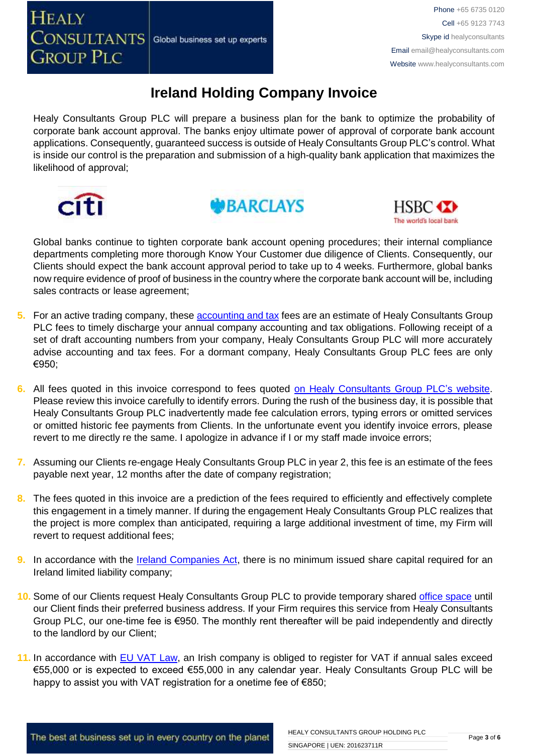# Ireland Holding Company Invoice

Healy Consultants Group PLC will prepare a business plan for the bank to optimize the probability of corporate bank account approval. The banks enjoy ultimate power of approval of corporate bank account applications. Consequently, guaranteed success is outside of Healy Consultants Group PLC's control. What is inside our control is the preparation and submission of a high-quality bank application that maximizes the likelihood of approval;

Global banks continue to tighten corporate bank account opening procedures; their internal compliance departments completing more thorough Know Your Customer due diligence of Clients. Consequently, our Clients should expect the bank account approval period to take up to 4 weeks. Furthermore, global banks now require evidence of proof of business in the country where the corporate bank account will be, including sales contracts or lease agreement;

5. For an active trading company, these accounting and tax fees are an estimate of Healy Consultants Group PLC fees to timely discharge your annual company accounting and tax obligations. Following receipt of a set of draft accounting numbers from your company, Healy Consultants Group PLC will more accurately advise accounting and tax fees. For a dormant company, Healy Consultants Group PLC fees are only €950;

6. All fees quoted in this invoice correspond to fees quoted on Healy Consultants Group PLC's website. Please review this invoice carefully to identify errors. During the rush of the business day, it is possible that Healy Consultants Group PLC inadvertently made fee calculation errors, typing errors or omitted services or omitted historic fee payments from Clients. In the unfortunate event you identify invoice errors, please revert to me directly re the same. I apologize in advance if I or my staff made invoice errors;

7. Assuming our Clients re-engage Healy Consultants Group PLC in year 2, this fee is an estimate of the fees payable next year, 12 months after the date of company registration;

8. The fees quoted in this invoice are a prediction of the fees required to efficiently and effectively complete this engagement in a timely manner. If during the engagement Healy Consultants Group PLC realizes that the project is more complex than anticipated, requiring a large additional investment of time, my Firm will revert to request additional fees;

9. In accordance with the Ireland Companies Act, there is no minimum issued share capital required for an Ireland limited liability company;

10. Some of our Clients request Healy Consultants Group PLC to provide temporary shared office space until our Client finds their preferred business address. If your Firm requires this service from Healy Consultants Group PLC, our one-time fee is €950. The monthly rent thereafter will be paid independently and directly to the landlord by our Client;

11. In accordance with EU VAT Law, an Irish company is obliged to register for VAT if annual sales exceed €55,000 or is expected to exceed €55,000 in any calendar year. Healy Consultants Group PLC will be happy to assist you with VAT registration for a onetime fee of €850;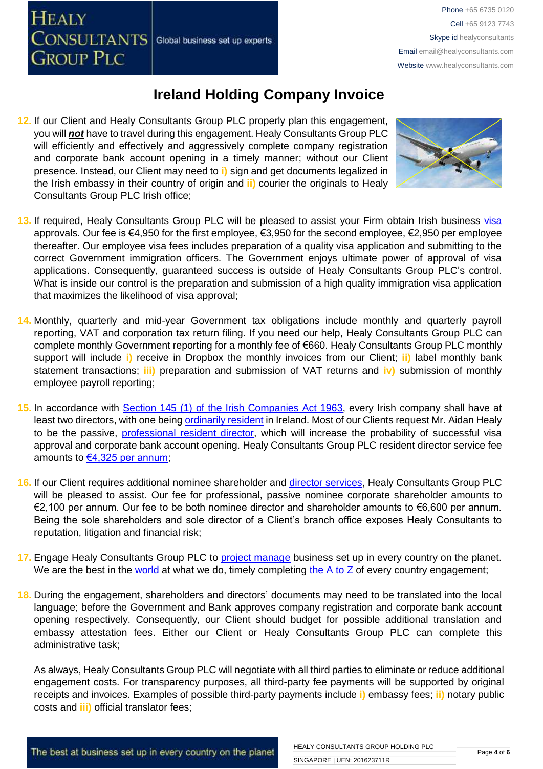# Ireland Holding Company Invoice

12. If our Client and Healy Consultants Group PLC properly plan this engagement, you will ***not*** have to travel during this engagement. Healy Consultants Group PLC will efficiently and effectively and aggressively complete company registration and corporate bank account opening in a timely manner; without our Client presence. Instead, our Client may need to i) sign and get documents legalized in the Irish embassy in their country of origin and ii) courier the originals to Healy Consultants Group PLC Irish office;

13. If required, Healy Consultants Group PLC will be pleased to assist your Firm obtain Irish business visa approvals. Our fee is €4,950 for the first employee, €3,950 for the second employee, €2,950 per employee thereafter. Our employee visa fees includes preparation of a quality visa application and submitting to the correct Government immigration officers. The Government enjoys ultimate power of approval of visa applications. Consequently, guaranteed success is outside of Healy Consultants Group PLC's control. What is inside our control is the preparation and submission of a high quality immigration visa application that maximizes the likelihood of visa approval;

14. Monthly, quarterly and mid-year Government tax obligations include monthly and quarterly payroll reporting, VAT and corporation tax return filing. If you need our help, Healy Consultants Group PLC can complete monthly Government reporting for a monthly fee of €660. Healy Consultants Group PLC monthly support will include i) receive in Dropbox the monthly invoices from our Client; ii) label monthly bank statement transactions; iii) preparation and submission of VAT returns and iv) submission of monthly employee payroll reporting;

15. In accordance with Section 145 (1) of the Irish Companies Act 1963, every Irish company shall have at least two directors, with one being ordinarily resident in Ireland. Most of our Clients request Mr. Aidan Healy to be the passive, professional resident director, which will increase the probability of successful visa approval and corporate bank account opening. Healy Consultants Group PLC resident director service fee amounts to €4,325 per annum;

16. If our Client requires additional nominee shareholder and director services, Healy Consultants Group PLC will be pleased to assist. Our fee for professional, passive nominee corporate shareholder amounts to €2,100 per annum. Our fee to be both nominee director and shareholder amounts to €6,600 per annum. Being the sole shareholders and sole director of a Client's branch office exposes Healy Consultants to reputation, litigation and financial risk;

17. Engage Healy Consultants Group PLC to project manage business set up in every country on the planet. We are the best in the world at what we do, timely completing the A to Z of every country engagement;

18. During the engagement, shareholders and directors' documents may need to be translated into the local language; before the Government and Bank approves company registration and corporate bank account opening respectively. Consequently, our Client should budget for possible additional translation and embassy attestation fees. Either our Client or Healy Consultants Group PLC can complete this administrative task;

    As always, Healy Consultants Group PLC will negotiate with all third parties to eliminate or reduce additional engagement costs. For transparency purposes, all third-party fee payments will be supported by original receipts and invoices. Examples of possible third-party payments include i) embassy fees; ii) notary public costs and iii) official translator fees;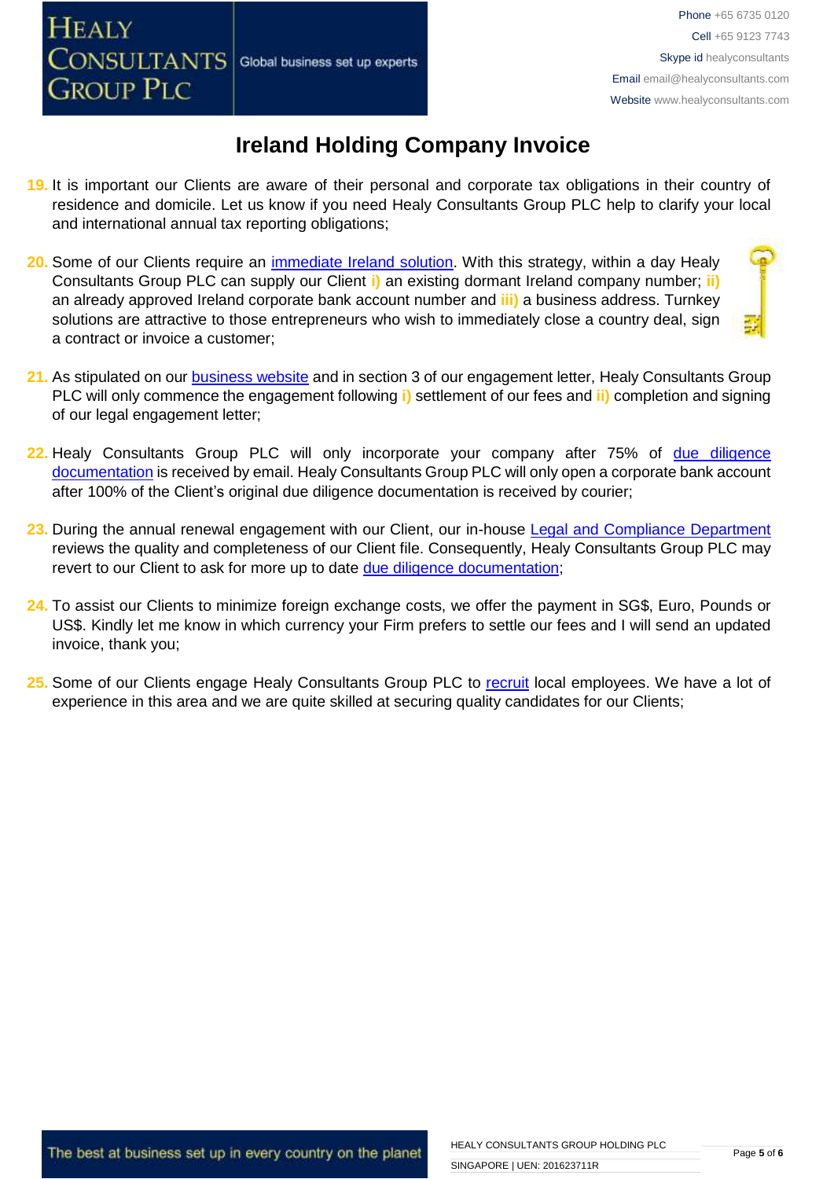# Ireland Holding Company Invoice

19. It is important our Clients are aware of their personal and corporate tax obligations in their country of residence and domicile. Let us know if you need Healy Consultants Group PLC help to clarify your local and international annual tax reporting obligations;

20. Some of our Clients require an immediate Ireland solution. With this strategy, within a day Healy Consultants Group PLC can supply our Client **i)** an existing dormant Ireland company number; **ii)** an already approved Ireland corporate bank account number and **iii)** a business address. Turnkey solutions are attractive to those entrepreneurs who wish to immediately close a country deal, sign a contract or invoice a customer;

21. As stipulated on our business website and in section 3 of our engagement letter, Healy Consultants Group PLC will only commence the engagement following **i)** settlement of our fees and **ii)** completion and signing of our legal engagement letter;

22. Healy Consultants Group PLC will only incorporate your company after 75% of due diligence documentation is received by email. Healy Consultants Group PLC will only open a corporate bank account after 100% of the Client's original due diligence documentation is received by courier;

23. During the annual renewal engagement with our Client, our in-house Legal and Compliance Department reviews the quality and completeness of our Client file. Consequently, Healy Consultants Group PLC may revert to our Client to ask for more up to date due diligence documentation;

24. To assist our Clients to minimize foreign exchange costs, we offer the payment in SG$, Euro, Pounds or US$. Kindly let me know in which currency your Firm prefers to settle our fees and I will send an updated invoice, thank you;

25. Some of our Clients engage Healy Consultants Group PLC to recruit local employees. We have a lot of experience in this area and we are quite skilled at securing quality candidates for our Clients;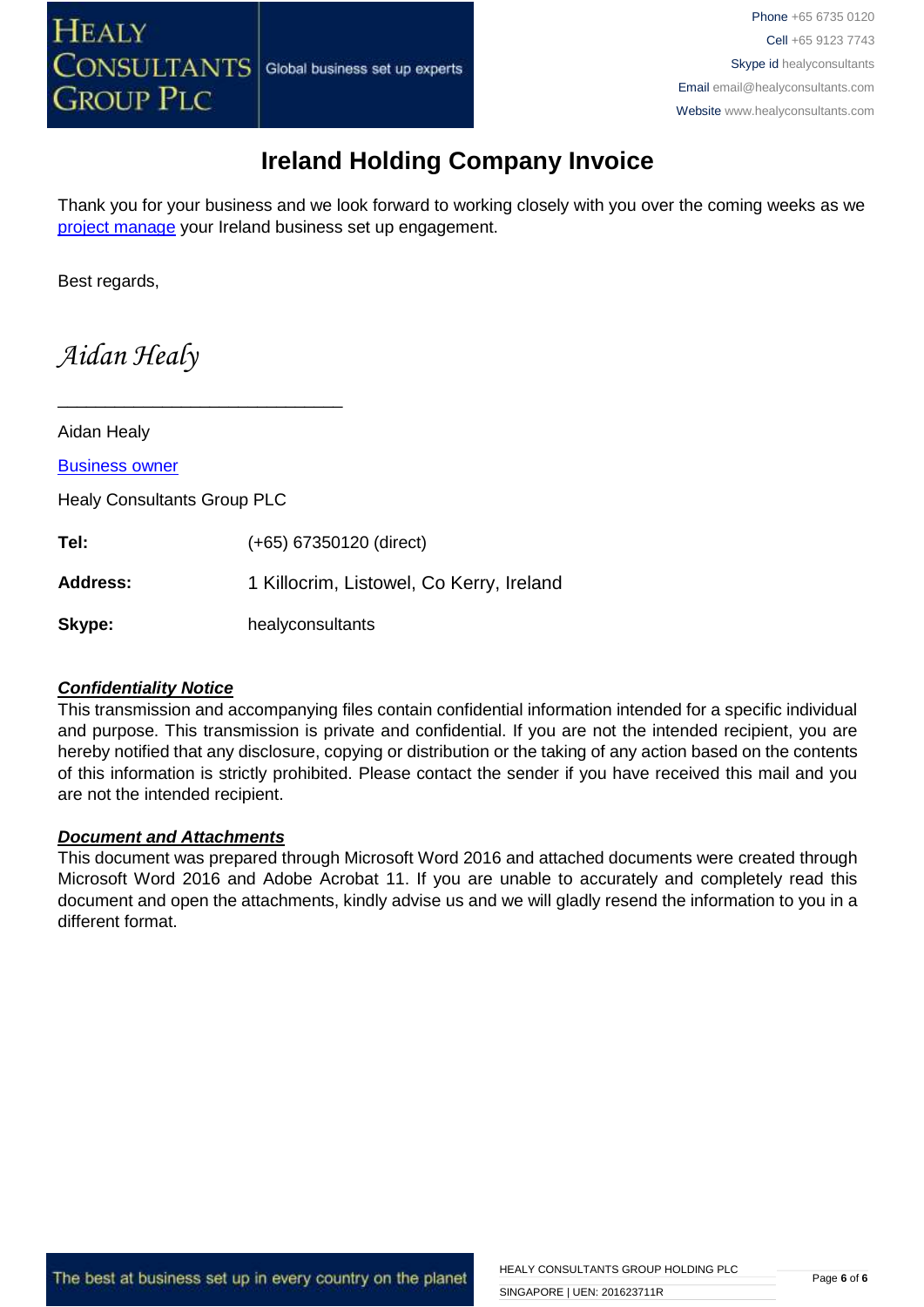# Ireland Holding Company Invoice

Thank you for your business and we look forward to working closely with you over the coming weeks as we project manage your Ireland business set up engagement.

Best regards,

*Aidan Healy*

_____________________________

Aidan Healy

Business owner

Healy Consultants Group PLC

| | |
|---|---|
| **Tel:** | (+65) 67350120 (direct) |
| **Address:** | 1 Killocrim, Listowel, Co Kerry, Ireland |
| **Skype:** | healyconsultants |

***Confidentiality Notice***

This transmission and accompanying files contain confidential information intended for a specific individual and purpose. This transmission is private and confidential. If you are not the intended recipient, you are hereby notified that any disclosure, copying or distribution or the taking of any action based on the contents of this information is strictly prohibited. Please contact the sender if you have received this mail and you are not the intended recipient.

***Document and Attachments***

This document was prepared through Microsoft Word 2016 and attached documents were created through Microsoft Word 2016 and Adobe Acrobat 11. If you are unable to accurately and completely read this document and open the attachments, kindly advise us and we will gladly resend the information to you in a different format.